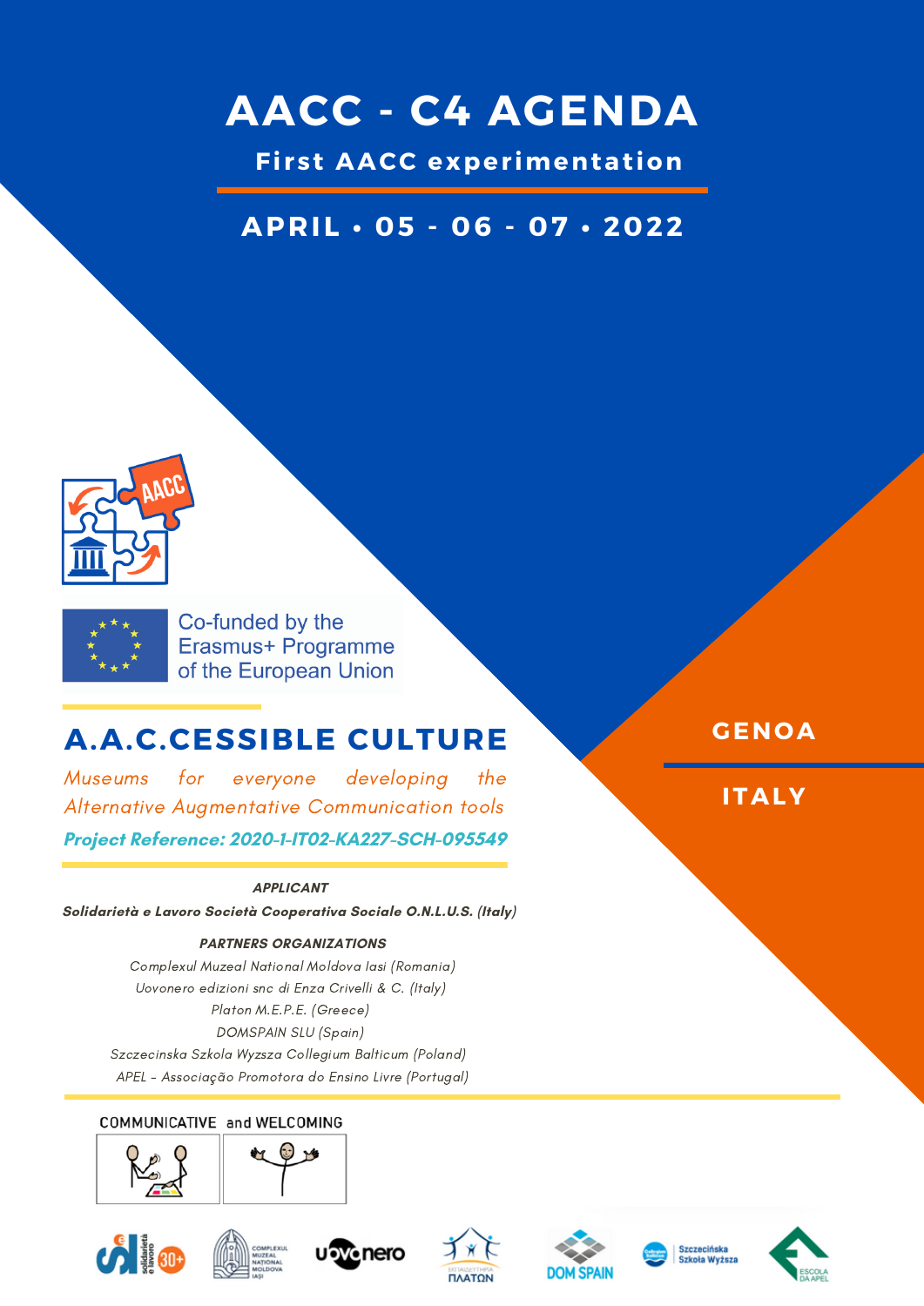# AACC - C4 AGENDA

## First AACC experimentation

**APRIL • 05 - 06 - 07 • 2022**

Co-funded by the Erasmus+ Programme of the European Union

**GENOA**

**ITALY**

## A.A.C.CESSIBLE CULTURE

*Museums for everyone developing the Alternative Augmentative Communication tools*

***Project Reference: 2020-1-IT02-KA227-SCH-095549***

***APPLICANT***

***Solidarietà e Lavoro Società Cooperativa Sociale O.N.L.U.S. (Italy)***

***PARTNERS ORGANIZATIONS***

*Complexul Muzeal National Moldova Iasi (Romania)*
*Uovonero edizioni snc di Enza Crivelli & C. (Italy)*
*Platon M.E.P.E. (Greece)*
*DOMSPAIN SLU (Spain)*
*Szczecinska Szkola Wyzsza Collegium Balticum (Poland)*
*APEL - Associação Promotora do Ensino Livre (Portugal)*

COMMUNICATIVE and WELCOMING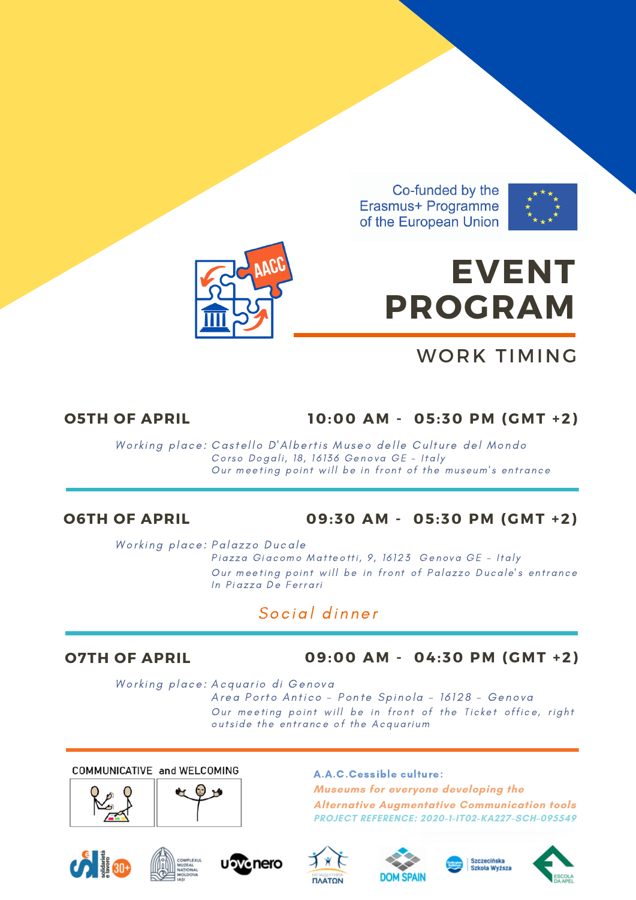Co-funded by the Erasmus+ Programme of the European Union

AACC

# EVENT PROGRAM

## WORK TIMING

**05TH OF APRIL** **10:00 AM - 05:30 PM (GMT +2)**

*Working place: Castello D'Albertis Museo delle Culture del Mondo*
*Corso Dogali, 18, 16136 Genova GE - Italy*
*Our meeting point will be in front of the museum's entrance*

---

**06TH OF APRIL** **09:30 AM - 05:30 PM (GMT +2)**

*Working place: Palazzo Ducale*
*Piazza Giacomo Matteotti, 9, 16123 Genova GE - Italy*
*Our meeting point will be in front of Palazzo Ducale's entrance In Piazza De Ferrari*

*Social dinner*

---

**07TH OF APRIL** **09:00 AM - 04:30 PM (GMT +2)**

*Working place: Acquario di Genova*
*Area Porto Antico - Ponte Spinola - 16128 - Genova*
*Our meeting point will be in front of the Ticket office, right outside the entrance of the Acquarium*

---

COMMUNICATIVE and WELCOMING

**A.A.C.Cessible culture:**
***Museums for everyone developing the Alternative Augmentative Communication tools***
***PROJECT REFERENCE: 2020-1-IT02-KA227-SCH-095549***

solidarietà e lavoro 30+ · Complexul Muzeal Național Moldova Iași · uovonero · ΠΛΑΤΩΝ · DOM SPAIN · Szczecińska Szkoła Wyższa · ESCOLA DA APEL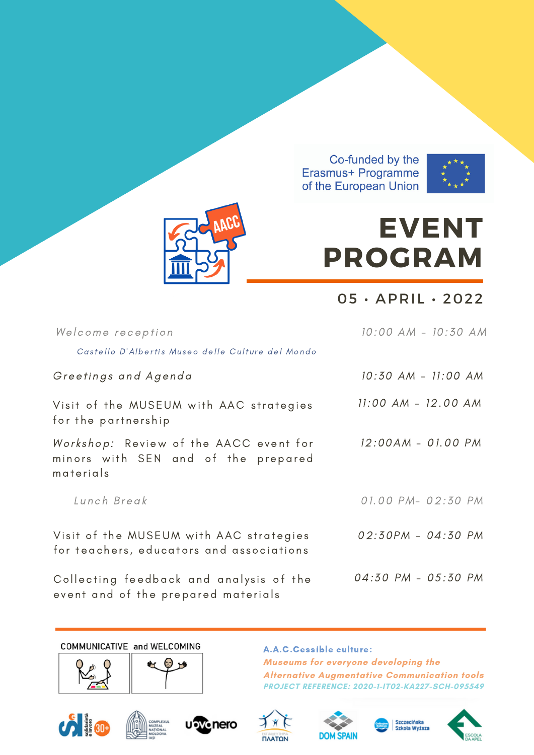Co-funded by the Erasmus+ Programme of the European Union

# EVENT PROGRAM

05 · APRIL · 2022

| Activity | Time |
| --- | --- |
| *Welcome reception* — *Castello D'Albertis Museo delle Culture del Mondo* | *10:00 AM - 10:30 AM* |
| *Greetings and Agenda* | *10:30 AM - 11:00 AM* |
| Visit of the MUSEUM with AAC strategies for the partnership | *11:00 AM - 12.00 AM* |
| *Workshop:* Review of the AACC event for minors with SEN and of the prepared materials | *12:00AM - 01.00 PM* |
| *Lunch Break* | *01.00 PM- 02:30 PM* |
| Visit of the MUSEUM with AAC strategies for teachers, educators and associations | *02:30PM - 04:30 PM* |
| Collecting feedback and analysis of the event and of the prepared materials | *04:30 PM - 05:30 PM* |

COMMUNICATIVE and WELCOMING

**A.A.C.Cessible culture:**
***Museums for everyone developing the Alternative Augmentative Communication tools***
***PROJECT REFERENCE: 2020-1-IT02-KA227-SCH-095549***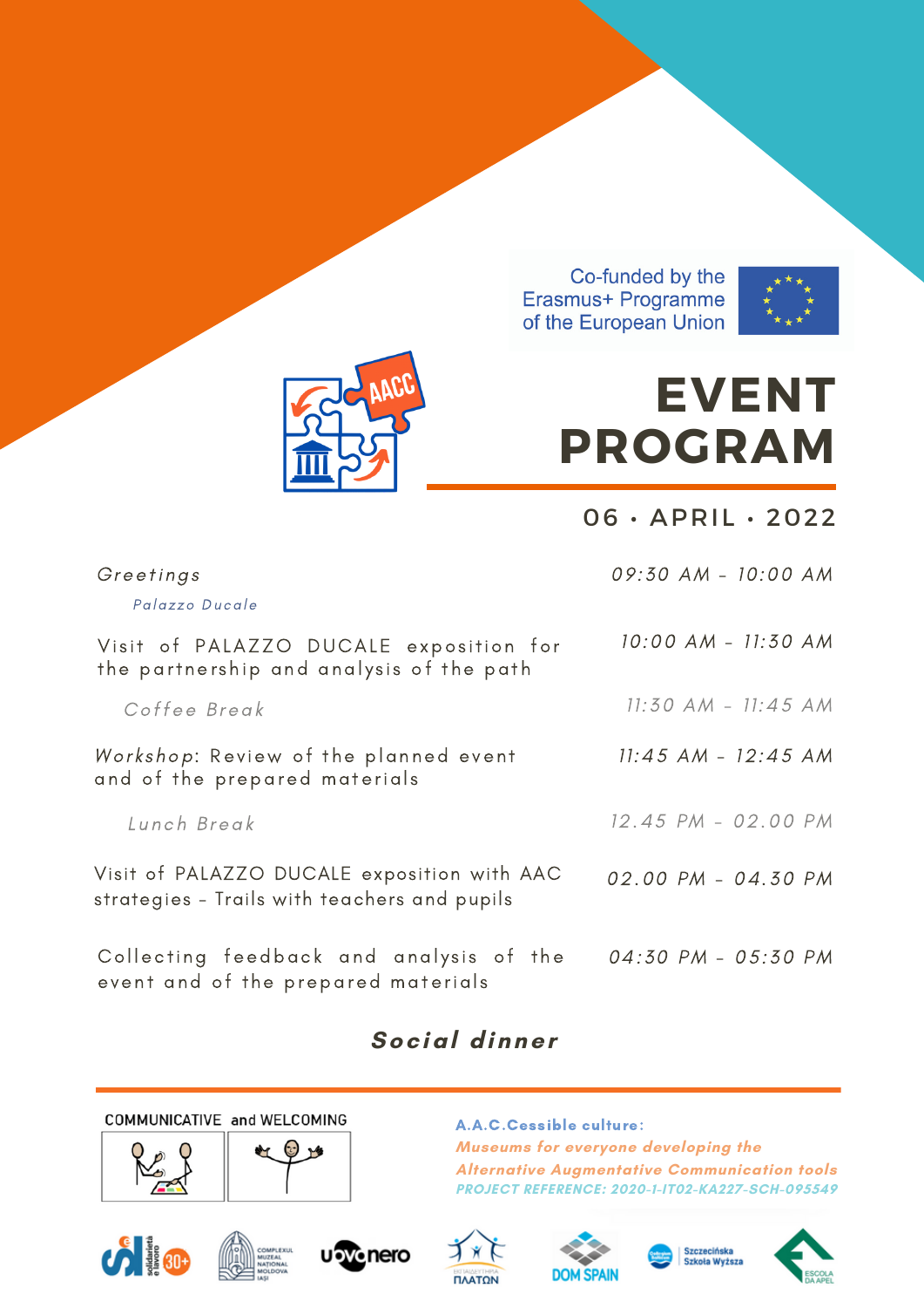Co-funded by the Erasmus+ Programme of the European Union

# EVENT PROGRAM

## 06 · APRIL · 2022

| | |
|---|---|
| *Greetings* <br> *Palazzo Ducale* | *09:30 AM - 10:00 AM* |
| Visit of PALAZZO DUCALE exposition for the partnership and analysis of the path | *10:00 AM - 11:30 AM* |
| *Coffee Break* | *11:30 AM - 11:45 AM* |
| *Workshop*: Review of the planned event and of the prepared materials | *11:45 AM - 12:45 AM* |
| *Lunch Break* | *12.45 PM - 02.00 PM* |
| Visit of PALAZZO DUCALE exposition with AAC strategies - Trails with teachers and pupils | *02.00 PM - 04.30 PM* |
| Collecting feedback and analysis of the event and of the prepared materials | *04:30 PM - 05:30 PM* |

***Social dinner***

COMMUNICATIVE and WELCOMING

**A.A.C.Cessible culture:**
***Museums for everyone developing the Alternative Augmentative Communication tools***
***PROJECT REFERENCE: 2020-1-IT02-KA227-SCH-095549***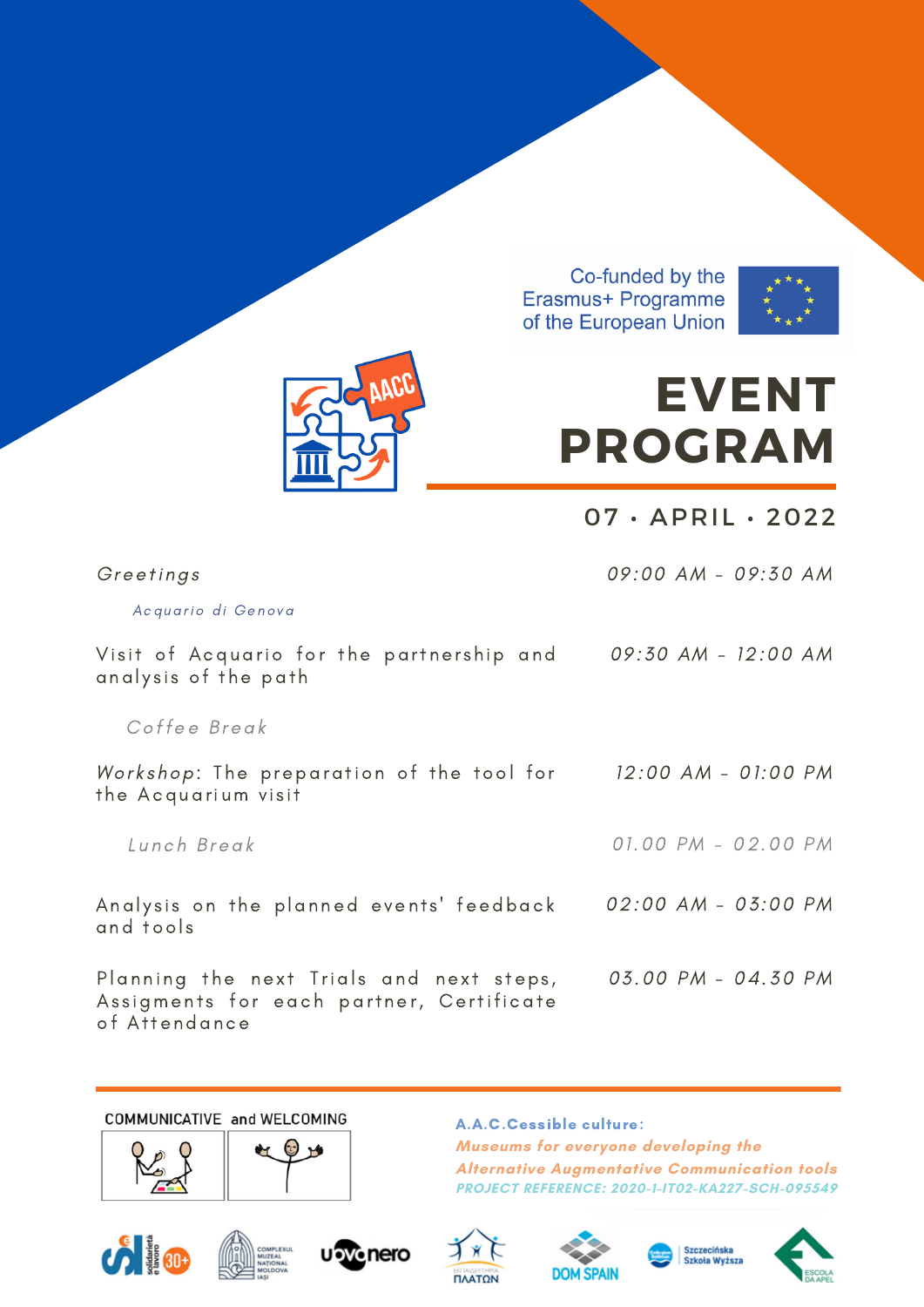Co-funded by the Erasmus+ Programme of the European Union

AACC

# EVENT PROGRAM

07 · APRIL · 2022

| | |
|---|---|
| *Greetings* | *09:00 AM - 09:30 AM* |
| *Acquario di Genova* | |
| Visit of Acquario for the partnership and analysis of the path | *09:30 AM - 12:00 AM* |
| *Coffee Break* | |
| *Workshop*: The preparation of the tool for the Acquarium visit | *12:00 AM - 01:00 PM* |
| *Lunch Break* | *01.00 PM - 02.00 PM* |
| Analysis on the planned events' feedback and tools | *02:00 AM - 03:00 PM* |
| Planning the next Trials and next steps, Assigments for each partner, Certificate of Attendance | *03.00 PM - 04.30 PM* |

COMMUNICATIVE and WELCOMING

**A.A.C.Cessible culture:**

***Museums for everyone developing the Alternative Augmentative Communication tools***

***PROJECT REFERENCE: 2020-1-IT02-KA227-SCH-095549***

solidarietà e lavoro 30+ · COMPLEXUL MUZEAL NAȚIONAL MOLDOVA IAȘI · uovonero · ΕΚΠΑΙΔΕΥΤΗΡΙΑ ΠΛΑΤΩΝ · DOM SPAIN · Szczecińska Szkoła Wyższa · ESCOLA DA APEL